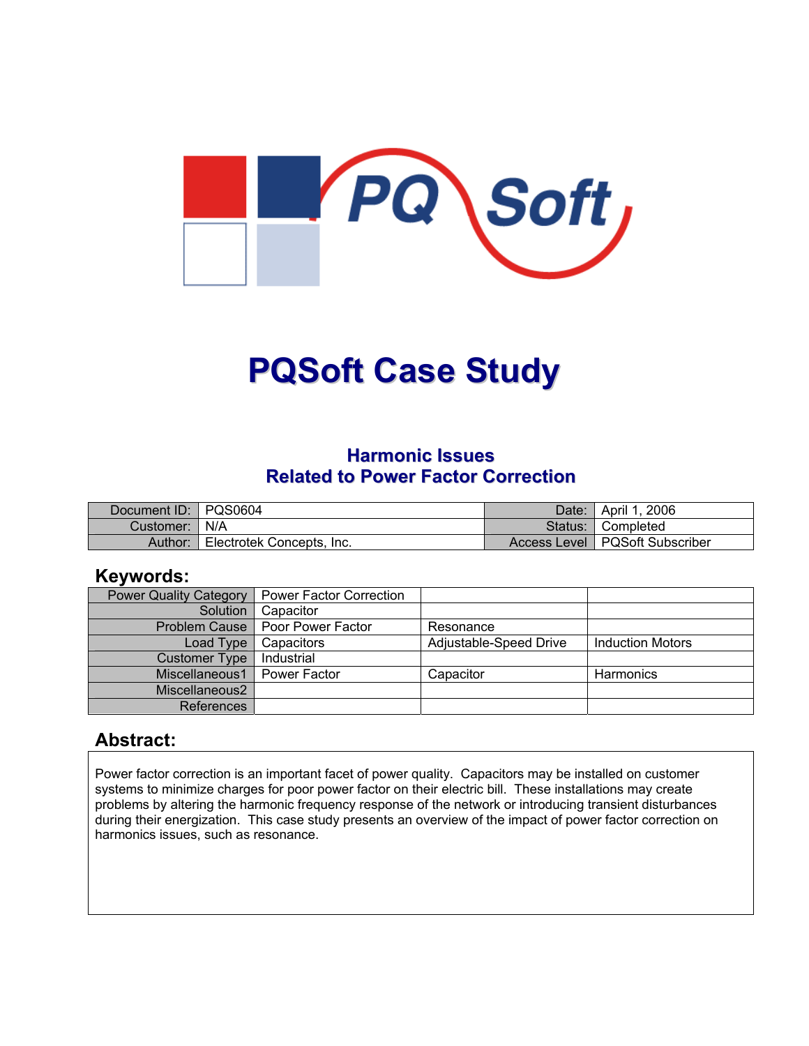# PQSoft Case Study

## Harmonic Issues
## Related to Power Factor Correction

| Document ID: | PQS0604 | Date: | April 1, 2006 |
|---|---|---|---|
| Customer: | N/A | Status: | Completed |
| Author: | Electrotek Concepts, Inc. | Access Level | PQSoft Subscriber |

## Keywords:

| | | | |
|---|---|---|---|
| Power Quality Category | Power Factor Correction | | |
| Solution | Capacitor | | |
| Problem Cause | Poor Power Factor | Resonance | |
| Load Type | Capacitors | Adjustable-Speed Drive | Induction Motors |
| Customer Type | Industrial | | |
| Miscellaneous1 | Power Factor | Capacitor | Harmonics |
| Miscellaneous2 | | | |
| References | | | |

## Abstract:

Power factor correction is an important facet of power quality. Capacitors may be installed on customer systems to minimize charges for poor power factor on their electric bill. These installations may create problems by altering the harmonic frequency response of the network or introducing transient disturbances during their energization. This case study presents an overview of the impact of power factor correction on harmonics issues, such as resonance.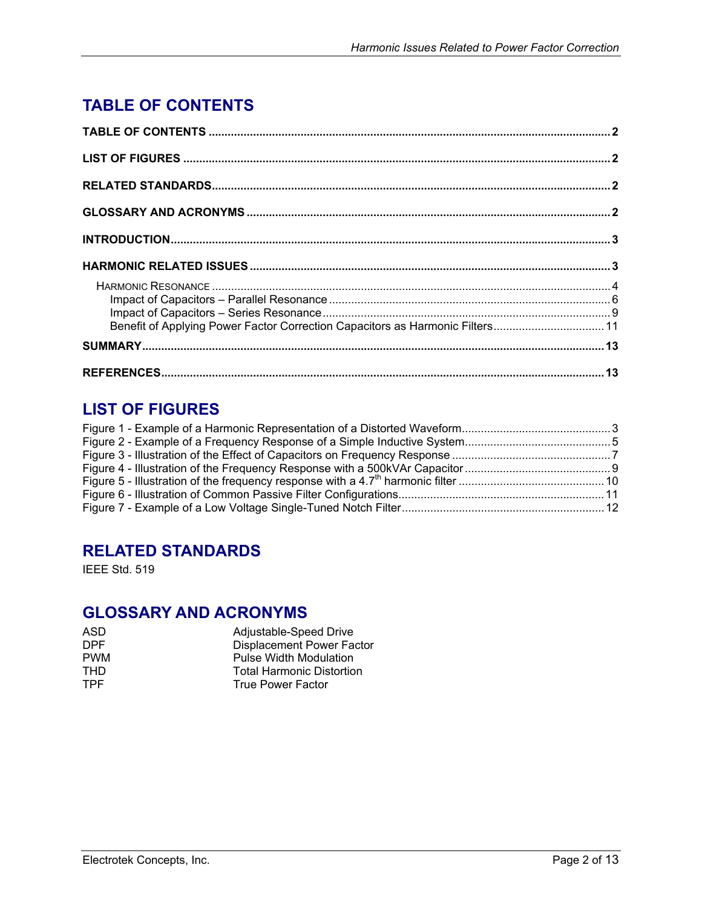# TABLE OF CONTENTS

**TABLE OF CONTENTS** ..... 2

**LIST OF FIGURES** ..... 2

**RELATED STANDARDS** ..... 2

**GLOSSARY AND ACRONYMS** ..... 2

**INTRODUCTION** ..... 3

**HARMONIC RELATED ISSUES** ..... 3

- HARMONIC RESONANCE ..... 4
  - Impact of Capacitors – Parallel Resonance ..... 6
  - Impact of Capacitors – Series Resonance ..... 9
  - Benefit of Applying Power Factor Correction Capacitors as Harmonic Filters ..... 11

**SUMMARY** ..... 13

**REFERENCES** ..... 13

# LIST OF FIGURES

Figure 1 - Example of a Harmonic Representation of a Distorted Waveform ..... 3
Figure 2 - Example of a Frequency Response of a Simple Inductive System ..... 5
Figure 3 - Illustration of the Effect of Capacitors on Frequency Response ..... 7
Figure 4 - Illustration of the Frequency Response with a 500kVAr Capacitor ..... 9
Figure 5 - Illustration of the frequency response with a $4.7^{th}$ harmonic filter ..... 10
Figure 6 - Illustration of Common Passive Filter Configurations ..... 11
Figure 7 - Example of a Low Voltage Single-Tuned Notch Filter ..... 12

# RELATED STANDARDS

IEEE Std. 519

# GLOSSARY AND ACRONYMS

| | |
|---|---|
| ASD | Adjustable-Speed Drive |
| DPF | Displacement Power Factor |
| PWM | Pulse Width Modulation |
| THD | Total Harmonic Distortion |
| TPF | True Power Factor |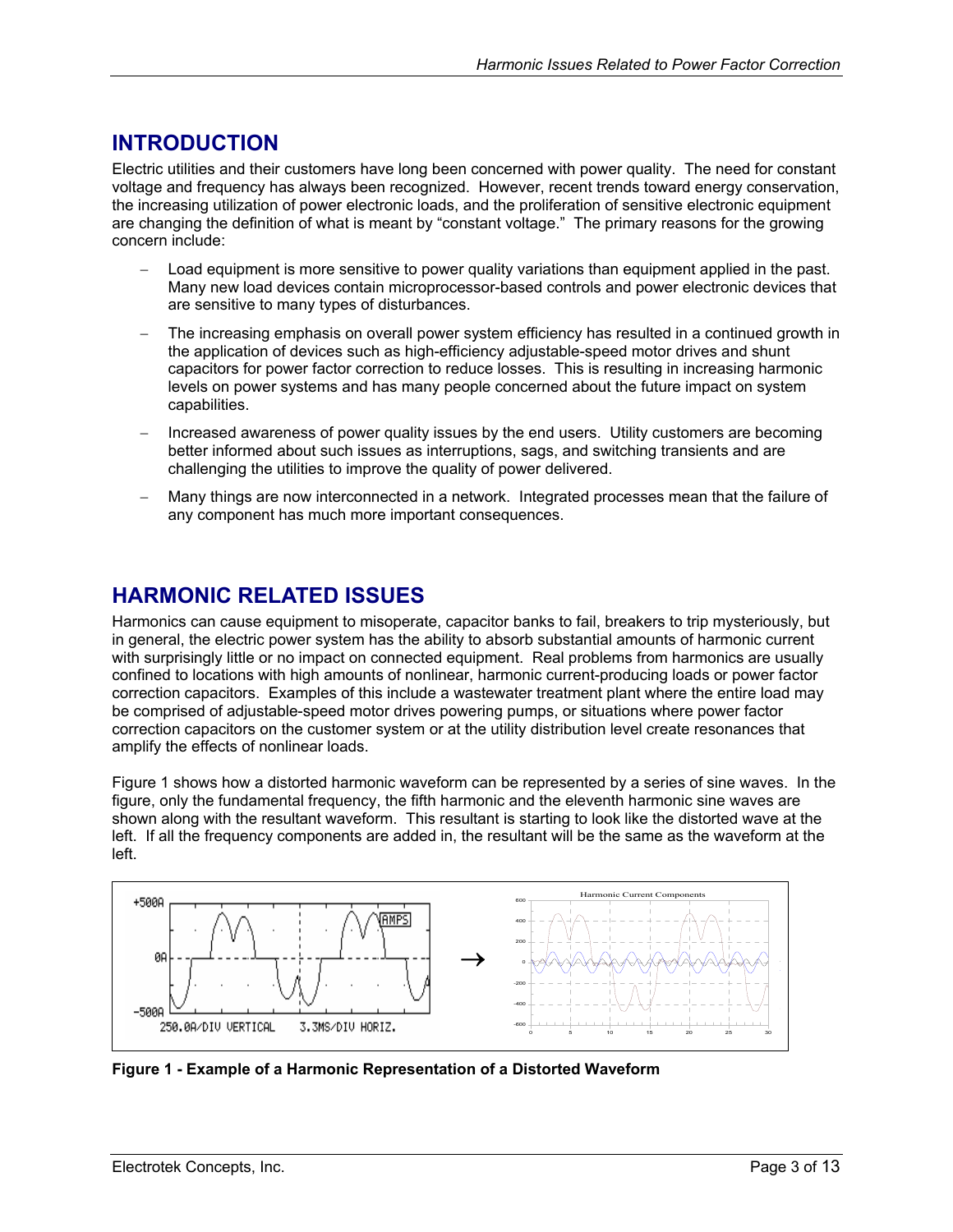## INTRODUCTION

Electric utilities and their customers have long been concerned with power quality. The need for constant voltage and frequency has always been recognized. However, recent trends toward energy conservation, the increasing utilization of power electronic loads, and the proliferation of sensitive electronic equipment are changing the definition of what is meant by "constant voltage." The primary reasons for the growing concern include:

- Load equipment is more sensitive to power quality variations than equipment applied in the past. Many new load devices contain microprocessor-based controls and power electronic devices that are sensitive to many types of disturbances.
- The increasing emphasis on overall power system efficiency has resulted in a continued growth in the application of devices such as high-efficiency adjustable-speed motor drives and shunt capacitors for power factor correction to reduce losses. This is resulting in increasing harmonic levels on power systems and has many people concerned about the future impact on system capabilities.
- Increased awareness of power quality issues by the end users. Utility customers are becoming better informed about such issues as interruptions, sags, and switching transients and are challenging the utilities to improve the quality of power delivered.
- Many things are now interconnected in a network. Integrated processes mean that the failure of any component has much more important consequences.

## HARMONIC RELATED ISSUES

Harmonics can cause equipment to misoperate, capacitor banks to fail, breakers to trip mysteriously, but in general, the electric power system has the ability to absorb substantial amounts of harmonic current with surprisingly little or no impact on connected equipment. Real problems from harmonics are usually confined to locations with high amounts of nonlinear, harmonic current-producing loads or power factor correction capacitors. Examples of this include a wastewater treatment plant where the entire load may be comprised of adjustable-speed motor drives powering pumps, or situations where power factor correction capacitors on the customer system or at the utility distribution level create resonances that amplify the effects of nonlinear loads.

Figure 1 shows how a distorted harmonic waveform can be represented by a series of sine waves. In the figure, only the fundamental frequency, the fifth harmonic and the eleventh harmonic sine waves are shown along with the resultant waveform. This resultant is starting to look like the distorted wave at the left. If all the frequency components are added in, the resultant will be the same as the waveform at the left.

**Figure 1 - Example of a Harmonic Representation of a Distorted Waveform**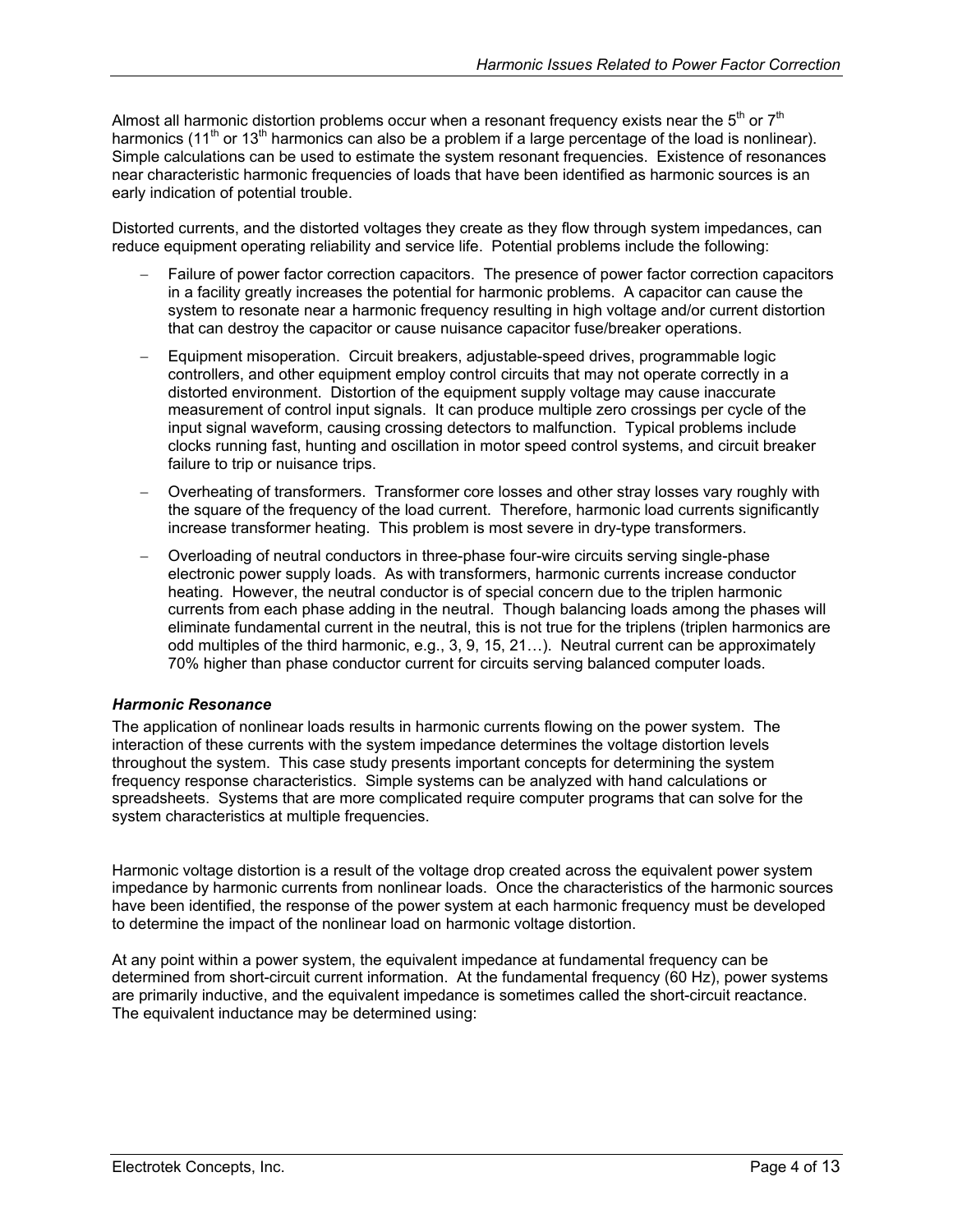Almost all harmonic distortion problems occur when a resonant frequency exists near the $5^{th}$ or $7^{th}$ harmonics ($11^{th}$ or $13^{th}$ harmonics can also be a problem if a large percentage of the load is nonlinear). Simple calculations can be used to estimate the system resonant frequencies. Existence of resonances near characteristic harmonic frequencies of loads that have been identified as harmonic sources is an early indication of potential trouble.

Distorted currents, and the distorted voltages they create as they flow through system impedances, can reduce equipment operating reliability and service life. Potential problems include the following:

- Failure of power factor correction capacitors. The presence of power factor correction capacitors in a facility greatly increases the potential for harmonic problems. A capacitor can cause the system to resonate near a harmonic frequency resulting in high voltage and/or current distortion that can destroy the capacitor or cause nuisance capacitor fuse/breaker operations.
- Equipment misoperation. Circuit breakers, adjustable-speed drives, programmable logic controllers, and other equipment employ control circuits that may not operate correctly in a distorted environment. Distortion of the equipment supply voltage may cause inaccurate measurement of control input signals. It can produce multiple zero crossings per cycle of the input signal waveform, causing crossing detectors to malfunction. Typical problems include clocks running fast, hunting and oscillation in motor speed control systems, and circuit breaker failure to trip or nuisance trips.
- Overheating of transformers. Transformer core losses and other stray losses vary roughly with the square of the frequency of the load current. Therefore, harmonic load currents significantly increase transformer heating. This problem is most severe in dry-type transformers.
- Overloading of neutral conductors in three-phase four-wire circuits serving single-phase electronic power supply loads. As with transformers, harmonic currents increase conductor heating. However, the neutral conductor is of special concern due to the triplen harmonic currents from each phase adding in the neutral. Though balancing loads among the phases will eliminate fundamental current in the neutral, this is not true for the triplens (triplen harmonics are odd multiples of the third harmonic, e.g., 3, 9, 15, 21…). Neutral current can be approximately 70% higher than phase conductor current for circuits serving balanced computer loads.

### *Harmonic Resonance*

The application of nonlinear loads results in harmonic currents flowing on the power system. The interaction of these currents with the system impedance determines the voltage distortion levels throughout the system. This case study presents important concepts for determining the system frequency response characteristics. Simple systems can be analyzed with hand calculations or spreadsheets. Systems that are more complicated require computer programs that can solve for the system characteristics at multiple frequencies.

Harmonic voltage distortion is a result of the voltage drop created across the equivalent power system impedance by harmonic currents from nonlinear loads. Once the characteristics of the harmonic sources have been identified, the response of the power system at each harmonic frequency must be developed to determine the impact of the nonlinear load on harmonic voltage distortion.

At any point within a power system, the equivalent impedance at fundamental frequency can be determined from short-circuit current information. At the fundamental frequency (60 Hz), power systems are primarily inductive, and the equivalent impedance is sometimes called the short-circuit reactance. The equivalent inductance may be determined using: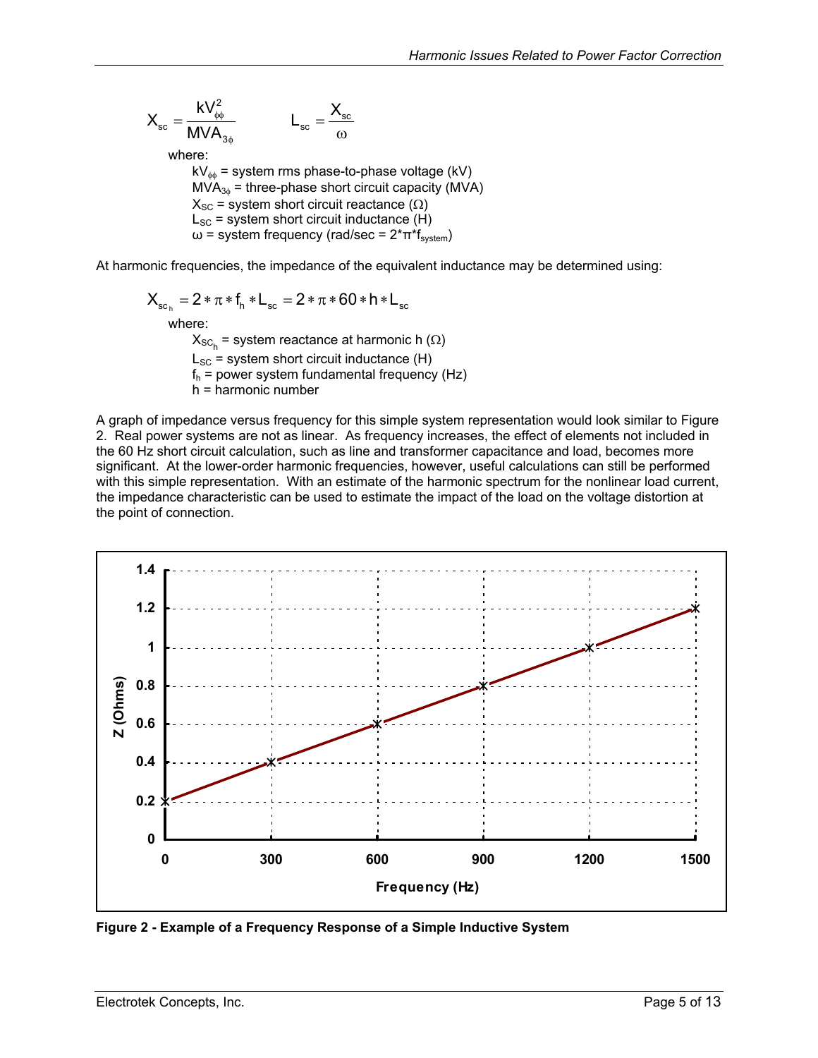$$X_{sc} = \frac{kV_{\phi\phi}^2}{MVA_{3\phi}} \qquad L_{sc} = \frac{X_{sc}}{\omega}$$

where:

$kV_{\phi\phi}$ = system rms phase-to-phase voltage (kV)
$MVA_{3\phi}$ = three-phase short circuit capacity (MVA)
$X_{SC}$ = system short circuit reactance (Ω)
$L_{SC}$ = system short circuit inductance (H)
ω = system frequency (rad/sec = $2*\pi*f_{system}$)

At harmonic frequencies, the impedance of the equivalent inductance may be determined using:

$$X_{sc_h} = 2*\pi*f_h*L_{sc} = 2*\pi*60*h*L_{sc}$$

where:

$X_{SC_h}$ = system reactance at harmonic h (Ω)
$L_{SC}$ = system short circuit inductance (H)
$f_h$ = power system fundamental frequency (Hz)
h = harmonic number

A graph of impedance versus frequency for this simple system representation would look similar to Figure 2. Real power systems are not as linear. As frequency increases, the effect of elements not included in the 60 Hz short circuit calculation, such as line and transformer capacitance and load, becomes more significant. At the lower-order harmonic frequencies, however, useful calculations can still be performed with this simple representation. With an estimate of the harmonic spectrum for the nonlinear load current, the impedance characteristic can be used to estimate the impact of the load on the voltage distortion at the point of connection.

**Figure 2 - Example of a Frequency Response of a Simple Inductive System**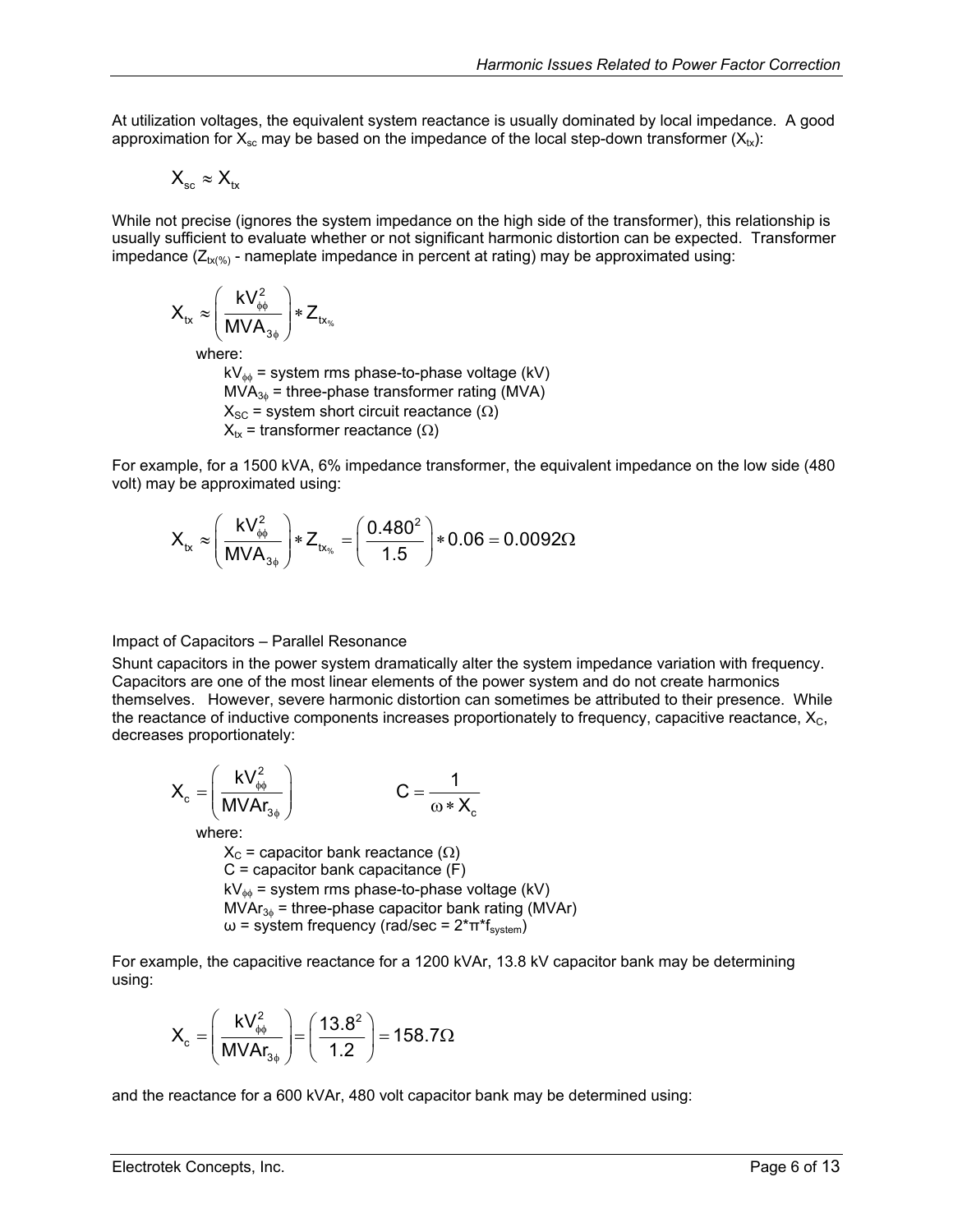At utilization voltages, the equivalent system reactance is usually dominated by local impedance. A good approximation for $X_{sc}$ may be based on the impedance of the local step-down transformer ($X_{tx}$):

$$X_{sc} \approx X_{tx}$$

While not precise (ignores the system impedance on the high side of the transformer), this relationship is usually sufficient to evaluate whether or not significant harmonic distortion can be expected. Transformer impedance ($Z_{tx(\%)}$ - nameplate impedance in percent at rating) may be approximated using:

$$X_{tx} \approx \left( \frac{kV_{\phi\phi}^2}{MVA_{3\phi}} \right) * Z_{tx_{\%}}$$

where:

$kV_{\phi\phi}$ = system rms phase-to-phase voltage (kV)
$MVA_{3\phi}$ = three-phase transformer rating (MVA)
$X_{SC}$ = system short circuit reactance (Ω)
$X_{tx}$ = transformer reactance (Ω)

For example, for a 1500 kVA, 6% impedance transformer, the equivalent impedance on the low side (480 volt) may be approximated using:

$$X_{tx} \approx \left( \frac{kV_{\phi\phi}^2}{MVA_{3\phi}} \right) * Z_{tx_{\%}} = \left( \frac{0.480^2}{1.5} \right) * 0.06 = 0.0092\Omega$$

Impact of Capacitors – Parallel Resonance

Shunt capacitors in the power system dramatically alter the system impedance variation with frequency. Capacitors are one of the most linear elements of the power system and do not create harmonics themselves. However, severe harmonic distortion can sometimes be attributed to their presence. While the reactance of inductive components increases proportionately to frequency, capacitive reactance, $X_C$, decreases proportionately:

$$X_c = \left( \frac{kV_{\phi\phi}^2}{MVAr_{3\phi}} \right) \qquad C = \frac{1}{\omega * X_c}$$

where:

$X_C$ = capacitor bank reactance (Ω)
$C$ = capacitor bank capacitance (F)
$kV_{\phi\phi}$ = system rms phase-to-phase voltage (kV)
$MVAr_{3\phi}$ = three-phase capacitor bank rating (MVAr)
$\omega$ = system frequency (rad/sec = $2*\pi*f_{system}$)

For example, the capacitive reactance for a 1200 kVAr, 13.8 kV capacitor bank may be determining using:

$$X_c = \left( \frac{kV_{\phi\phi}^2}{MVAr_{3\phi}} \right) = \left( \frac{13.8^2}{1.2} \right) = 158.7\Omega$$

and the reactance for a 600 kVAr, 480 volt capacitor bank may be determined using: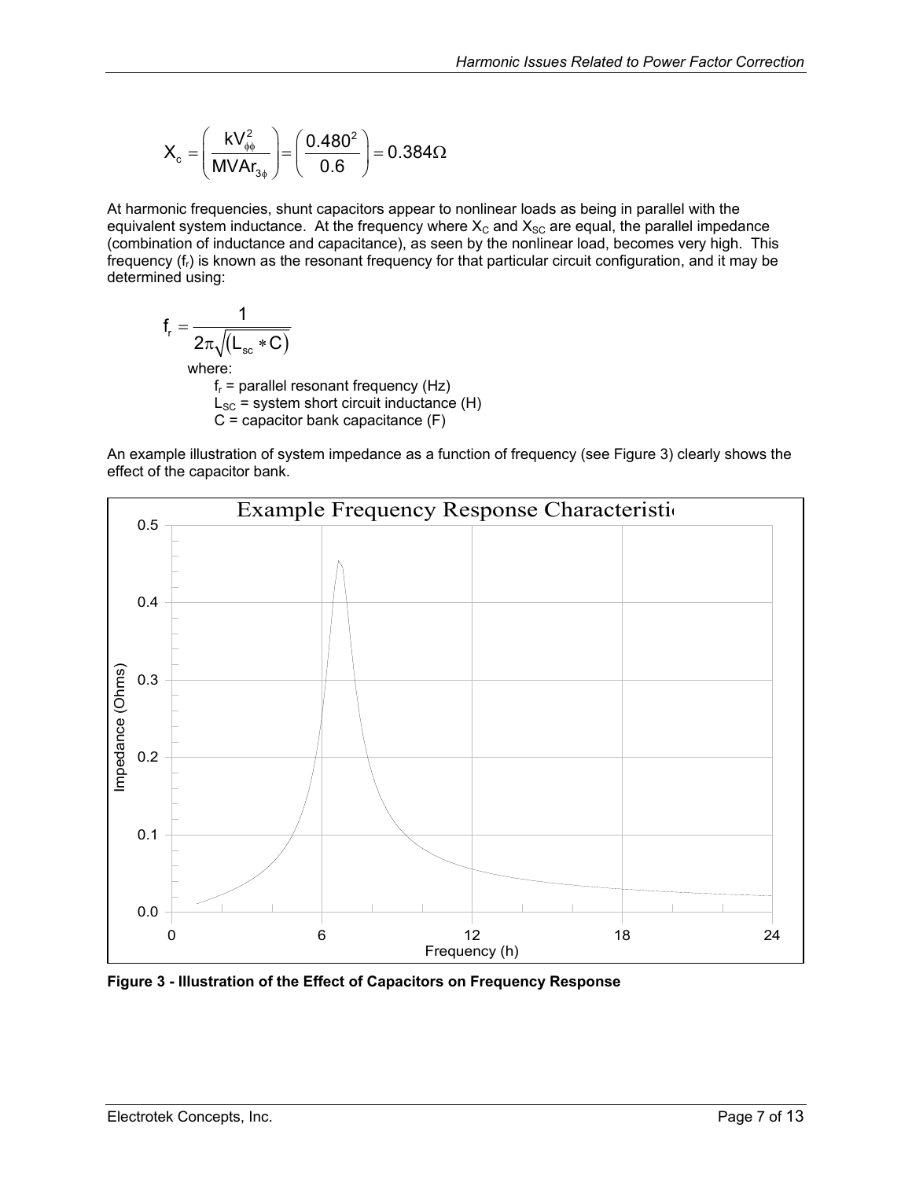$$X_c = \left( \frac{kV_{\phi\phi}^2}{MVAr_{3\phi}} \right) = \left( \frac{0.480^2}{0.6} \right) = 0.384\Omega$$

At harmonic frequencies, shunt capacitors appear to nonlinear loads as being in parallel with the equivalent system inductance. At the frequency where $X_C$ and $X_{SC}$ are equal, the parallel impedance (combination of inductance and capacitance), as seen by the nonlinear load, becomes very high. This frequency ($f_r$) is known as the resonant frequency for that particular circuit configuration, and it may be determined using:

$$f_r = \frac{1}{2\pi\sqrt{(L_{sc} * C)}}$$

where:

$f_r$ = parallel resonant frequency (Hz)
$L_{SC}$ = system short circuit inductance (H)
$C$ = capacitor bank capacitance (F)

An example illustration of system impedance as a function of frequency (see Figure 3) clearly shows the effect of the capacitor bank.

**Figure 3 - Illustration of the Effect of Capacitors on Frequency Response**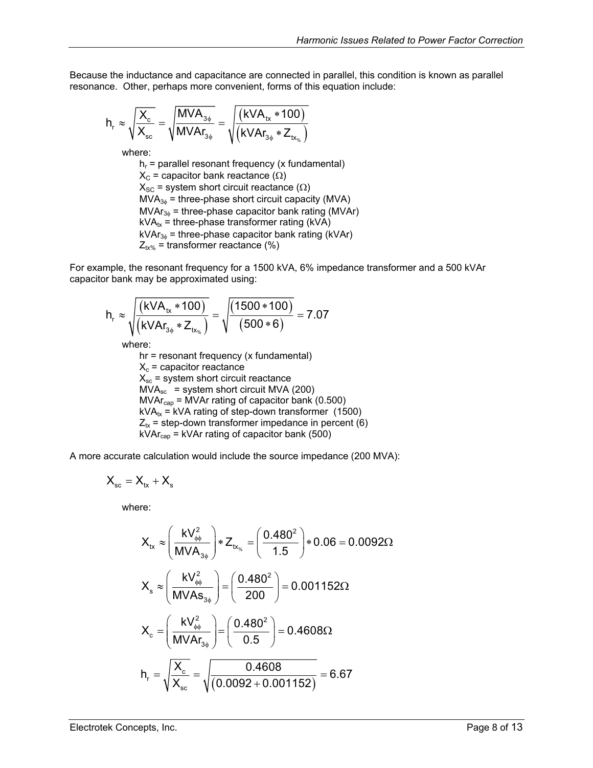Because the inductance and capacitance are connected in parallel, this condition is known as parallel resonance. Other, perhaps more convenient, forms of this equation include:

$$h_r \approx \sqrt{\frac{X_c}{X_{sc}}} = \sqrt{\frac{MVA_{3\phi}}{MVAr_{3\phi}}} = \sqrt{\frac{(kVA_{tx} * 100)}{(kVAr_{3\phi} * Z_{tx_{\%}})}}$$

where:

- $h_r$ = parallel resonant frequency (x fundamental)
- $X_C$ = capacitor bank reactance ($\Omega$)
- $X_{SC}$ = system short circuit reactance ($\Omega$)
- $MVA_{3\phi}$ = three-phase short circuit capacity (MVA)
- $MVAr_{3\phi}$ = three-phase capacitor bank rating (MVAr)
- $kVA_{tx}$ = three-phase transformer rating (kVA)
- $kVAr_{3\phi}$ = three-phase capacitor bank rating (kVAr)
- $Z_{tx\%}$ = transformer reactance (%)

For example, the resonant frequency for a 1500 kVA, 6% impedance transformer and a 500 kVAr capacitor bank may be approximated using:

$$h_r \approx \sqrt{\frac{(kVA_{tx} * 100)}{(kVAr_{3\phi} * Z_{tx_{\%}})}} = \sqrt{\frac{(1500 * 100)}{(500 * 6)}} = 7.07$$

where:

- hr = resonant frequency (x fundamental)
- $X_c$ = capacitor reactance
- $X_{sc}$ = system short circuit reactance
- $MVA_{sc}$ = system short circuit MVA (200)
- $MVAr_{cap}$ = MVAr rating of capacitor bank (0.500)
- $kVA_{tx}$ = kVA rating of step-down transformer (1500)
- $Z_{tx}$ = step-down transformer impedance in percent (6)
- $kVAr_{cap}$ = kVAr rating of capacitor bank (500)

A more accurate calculation would include the source impedance (200 MVA):

$$X_{sc} = X_{tx} + X_s$$

where:

$$X_{tx} \approx \left(\frac{kV_{\phi\phi}^2}{MVA_{3\phi}}\right) * Z_{tx_{\%}} = \left(\frac{0.480^2}{1.5}\right) * 0.06 = 0.0092\Omega$$

$$X_s \approx \left(\frac{kV_{\phi\phi}^2}{MVAs_{3\phi}}\right) = \left(\frac{0.480^2}{200}\right) = 0.001152\Omega$$

$$X_c = \left(\frac{kV_{\phi\phi}^2}{MVAr_{3\phi}}\right) = \left(\frac{0.480^2}{0.5}\right) = 0.4608\Omega$$

$$h_r = \sqrt{\frac{X_c}{X_{sc}}} = \sqrt{\frac{0.4608}{(0.0092 + 0.001152)}} = 6.67$$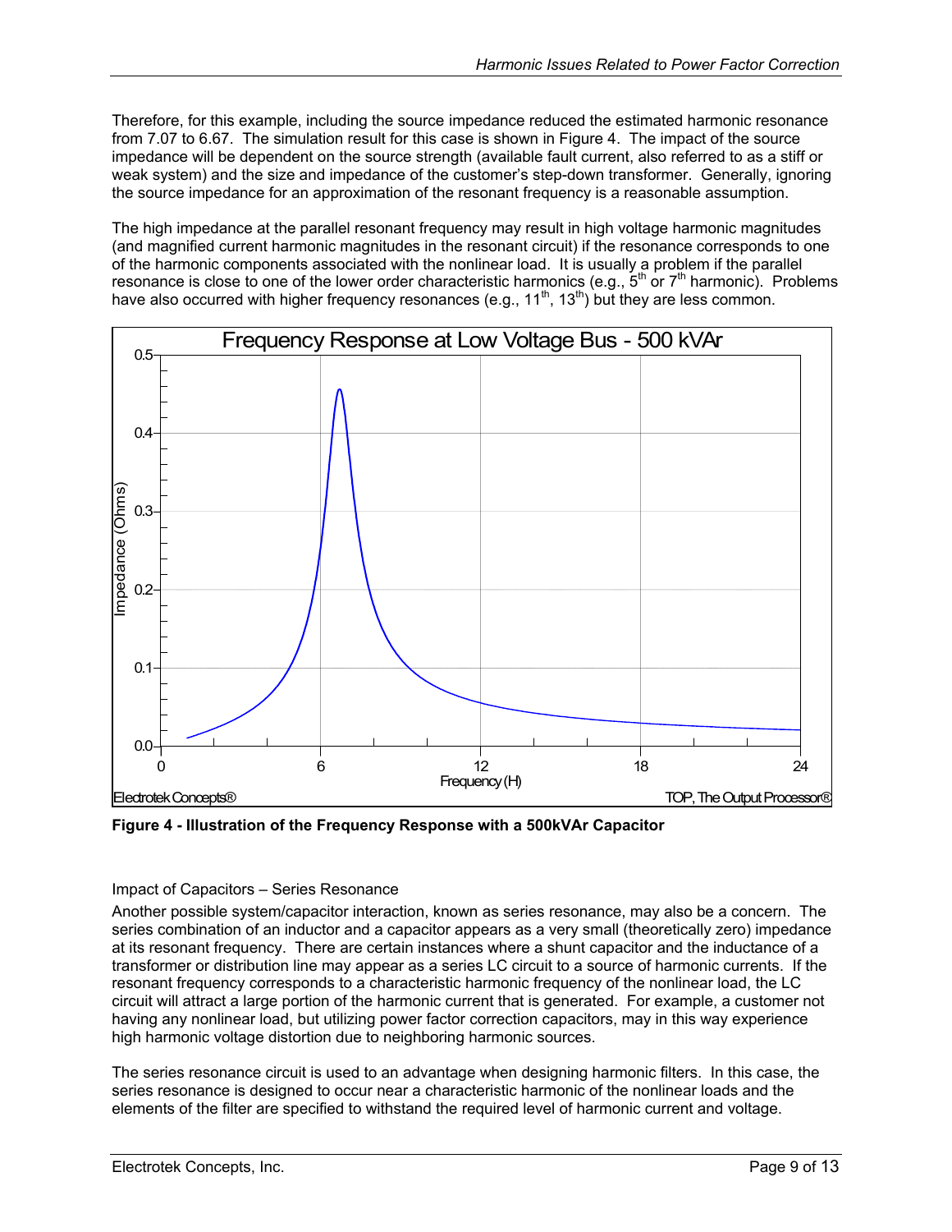Therefore, for this example, including the source impedance reduced the estimated harmonic resonance from 7.07 to 6.67. The simulation result for this case is shown in Figure 4. The impact of the source impedance will be dependent on the source strength (available fault current, also referred to as a stiff or weak system) and the size and impedance of the customer's step-down transformer. Generally, ignoring the source impedance for an approximation of the resonant frequency is a reasonable assumption.

The high impedance at the parallel resonant frequency may result in high voltage harmonic magnitudes (and magnified current harmonic magnitudes in the resonant circuit) if the resonance corresponds to one of the harmonic components associated with the nonlinear load. It is usually a problem if the parallel resonance is close to one of the lower order characteristic harmonics (e.g., $5^{th}$ or $7^{th}$ harmonic). Problems have also occurred with higher frequency resonances (e.g., $11^{th}$, $13^{th}$) but they are less common.

**Figure 4 - Illustration of the Frequency Response with a 500kVAr Capacitor**

Impact of Capacitors – Series Resonance

Another possible system/capacitor interaction, known as series resonance, may also be a concern. The series combination of an inductor and a capacitor appears as a very small (theoretically zero) impedance at its resonant frequency. There are certain instances where a shunt capacitor and the inductance of a transformer or distribution line may appear as a series LC circuit to a source of harmonic currents. If the resonant frequency corresponds to a characteristic harmonic frequency of the nonlinear load, the LC circuit will attract a large portion of the harmonic current that is generated. For example, a customer not having any nonlinear load, but utilizing power factor correction capacitors, may in this way experience high harmonic voltage distortion due to neighboring harmonic sources.

The series resonance circuit is used to an advantage when designing harmonic filters. In this case, the series resonance is designed to occur near a characteristic harmonic of the nonlinear loads and the elements of the filter are specified to withstand the required level of harmonic current and voltage.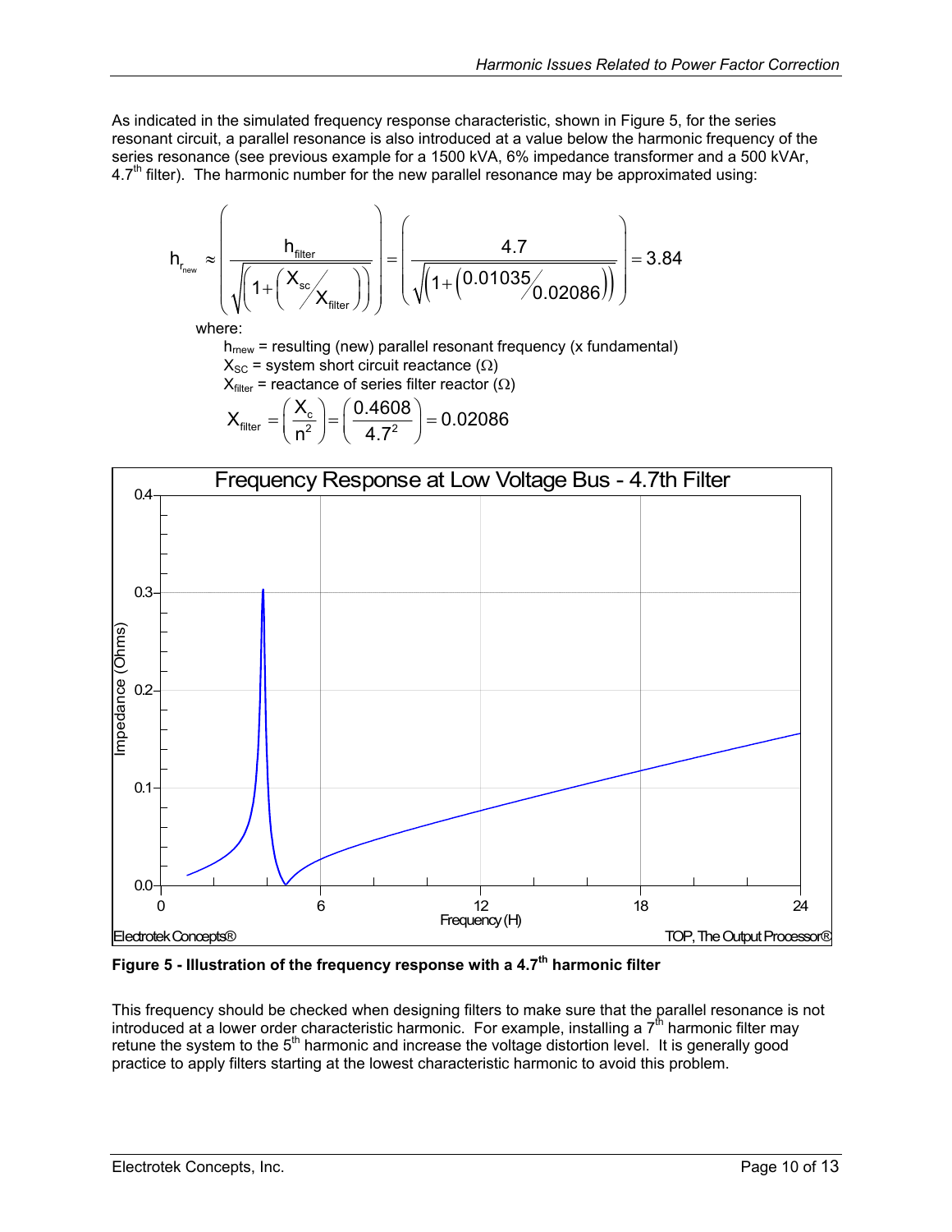As indicated in the simulated frequency response characteristic, shown in Figure 5, for the series resonant circuit, a parallel resonance is also introduced at a value below the harmonic frequency of the series resonance (see previous example for a 1500 kVA, 6% impedance transformer and a 500 kVAr, 4.7th filter). The harmonic number for the new parallel resonance may be approximated using:

$$h_{r_{new}} \approx \left( \frac{h_{filter}}{\sqrt{\left(1 + \left( X_{sc} / X_{filter} \right)\right)}} \right) = \left( \frac{4.7}{\sqrt{\left(1 + \left(0.01035 / 0.02086\right)\right)}} \right) = 3.84$$

where:

$h_{rnew}$ = resulting (new) parallel resonant frequency (x fundamental)

$X_{SC}$ = system short circuit reactance ($\Omega$)

$X_{filter}$ = reactance of series filter reactor ($\Omega$)

$$X_{filter} = \left( \frac{X_c}{n^2} \right) = \left( \frac{0.4608}{4.7^2} \right) = 0.02086$$

**Figure 5 - Illustration of the frequency response with a 4.7th harmonic filter**

This frequency should be checked when designing filters to make sure that the parallel resonance is not introduced at a lower order characteristic harmonic. For example, installing a 7th harmonic filter may retune the system to the 5th harmonic and increase the voltage distortion level. It is generally good practice to apply filters starting at the lowest characteristic harmonic to avoid this problem.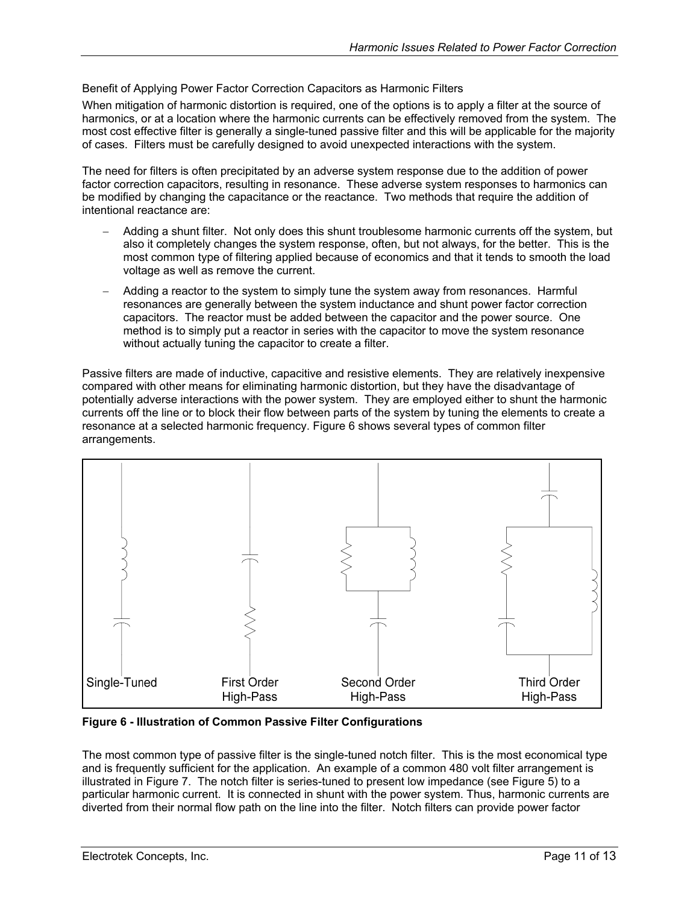Benefit of Applying Power Factor Correction Capacitors as Harmonic Filters

When mitigation of harmonic distortion is required, one of the options is to apply a filter at the source of harmonics, or at a location where the harmonic currents can be effectively removed from the system. The most cost effective filter is generally a single-tuned passive filter and this will be applicable for the majority of cases. Filters must be carefully designed to avoid unexpected interactions with the system.

The need for filters is often precipitated by an adverse system response due to the addition of power factor correction capacitors, resulting in resonance. These adverse system responses to harmonics can be modified by changing the capacitance or the reactance. Two methods that require the addition of intentional reactance are:

- Adding a shunt filter. Not only does this shunt troublesome harmonic currents off the system, but also it completely changes the system response, often, but not always, for the better. This is the most common type of filtering applied because of economics and that it tends to smooth the load voltage as well as remove the current.
- Adding a reactor to the system to simply tune the system away from resonances. Harmful resonances are generally between the system inductance and shunt power factor correction capacitors. The reactor must be added between the capacitor and the power source. One method is to simply put a reactor in series with the capacitor to move the system resonance without actually tuning the capacitor to create a filter.

Passive filters are made of inductive, capacitive and resistive elements. They are relatively inexpensive compared with other means for eliminating harmonic distortion, but they have the disadvantage of potentially adverse interactions with the power system. They are employed either to shunt the harmonic currents off the line or to block their flow between parts of the system by tuning the elements to create a resonance at a selected harmonic frequency. Figure 6 shows several types of common filter arrangements.

Single-Tuned | First Order High-Pass | Second Order High-Pass | Third Order High-Pass

**Figure 6 - Illustration of Common Passive Filter Configurations**

The most common type of passive filter is the single-tuned notch filter. This is the most economical type and is frequently sufficient for the application. An example of a common 480 volt filter arrangement is illustrated in Figure 7. The notch filter is series-tuned to present low impedance (see Figure 5) to a particular harmonic current. It is connected in shunt with the power system. Thus, harmonic currents are diverted from their normal flow path on the line into the filter. Notch filters can provide power factor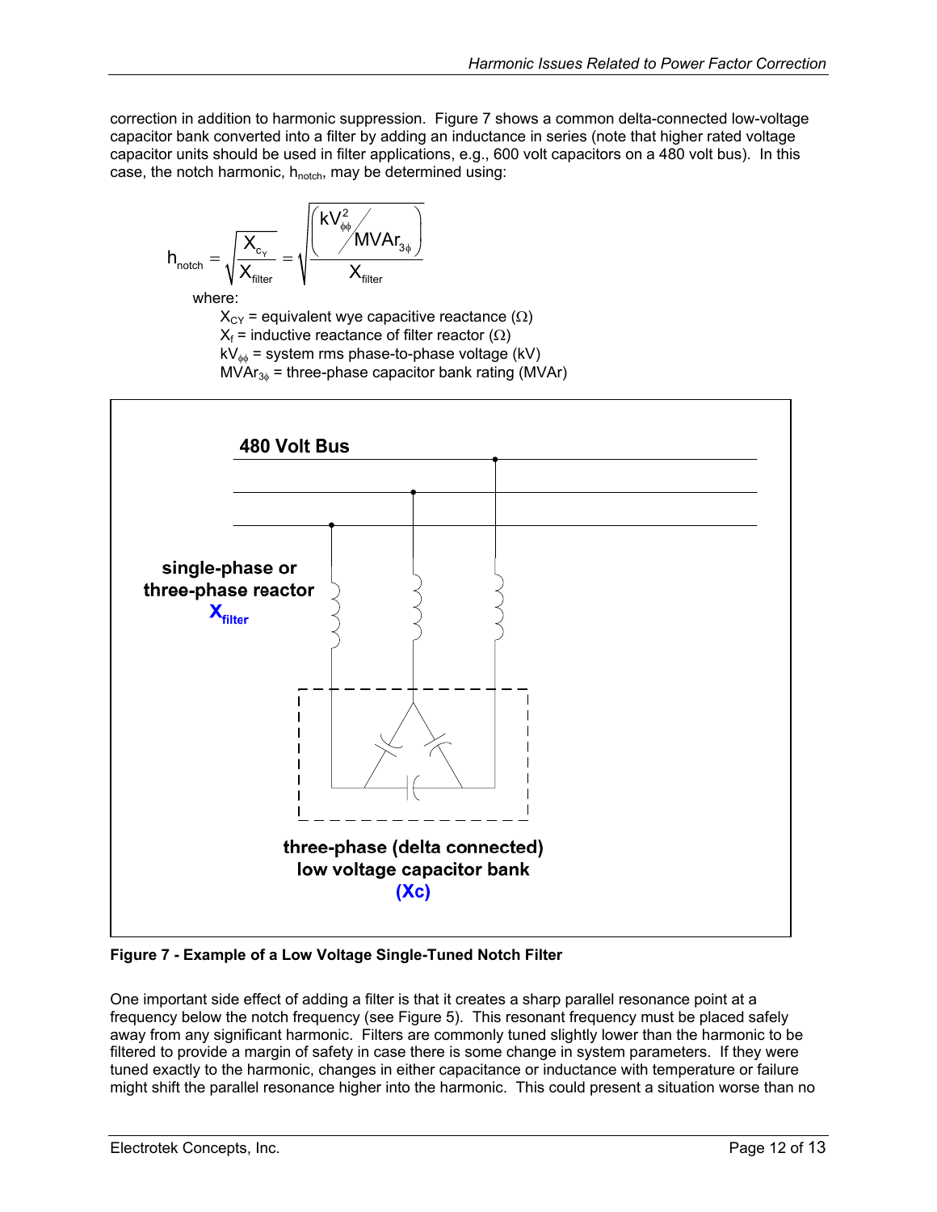correction in addition to harmonic suppression. Figure 7 shows a common delta-connected low-voltage capacitor bank converted into a filter by adding an inductance in series (note that higher rated voltage capacitor units should be used in filter applications, e.g., 600 volt capacitors on a 480 volt bus). In this case, the notch harmonic, $h_{notch}$, may be determined using:

$$h_{notch} = \sqrt{\frac{X_{C_Y}}{X_{filter}}} = \sqrt{\frac{\left( kV_{\phi\phi}^2 / MVAr_{3\phi} \right)}{X_{filter}}}$$

where:

$X_{CY}$ = equivalent wye capacitive reactance (Ω)
$X_f$ = inductive reactance of filter reactor (Ω)
$kV_{\phi\phi}$ = system rms phase-to-phase voltage (kV)
$MVAr_{3\phi}$ = three-phase capacitor bank rating (MVAr)

480 Volt Bus

single-phase or three-phase reactor $X_{filter}$

three-phase (delta connected) low voltage capacitor bank (Xc)

**Figure 7 - Example of a Low Voltage Single-Tuned Notch Filter**

One important side effect of adding a filter is that it creates a sharp parallel resonance point at a frequency below the notch frequency (see Figure 5). This resonant frequency must be placed safely away from any significant harmonic. Filters are commonly tuned slightly lower than the harmonic to be filtered to provide a margin of safety in case there is some change in system parameters. If they were tuned exactly to the harmonic, changes in either capacitance or inductance with temperature or failure might shift the parallel resonance higher into the harmonic. This could present a situation worse than no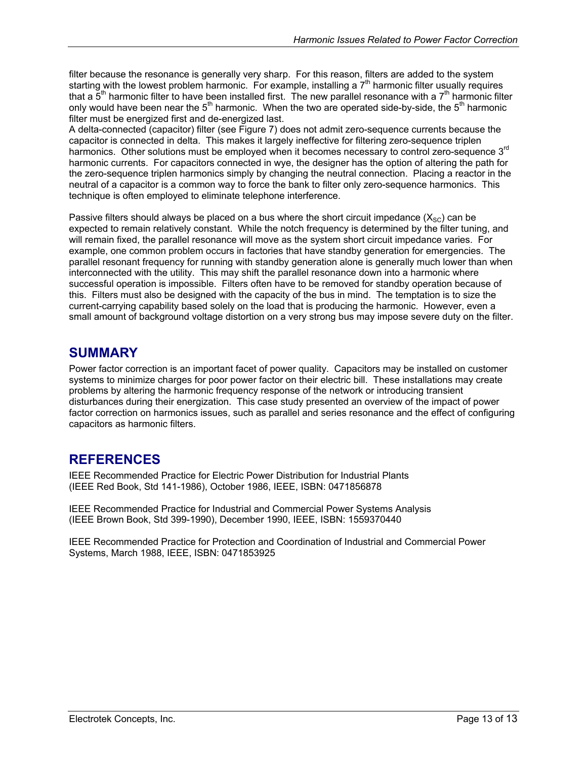filter because the resonance is generally very sharp. For this reason, filters are added to the system starting with the lowest problem harmonic. For example, installing a 7$^{th}$ harmonic filter usually requires that a 5$^{th}$ harmonic filter to have been installed first. The new parallel resonance with a 7$^{th}$ harmonic filter only would have been near the 5$^{th}$ harmonic. When the two are operated side-by-side, the 5$^{th}$ harmonic filter must be energized first and de-energized last.

A delta-connected (capacitor) filter (see Figure 7) does not admit zero-sequence currents because the capacitor is connected in delta. This makes it largely ineffective for filtering zero-sequence triplen harmonics. Other solutions must be employed when it becomes necessary to control zero-sequence 3$^{rd}$ harmonic currents. For capacitors connected in wye, the designer has the option of altering the path for the zero-sequence triplen harmonics simply by changing the neutral connection. Placing a reactor in the neutral of a capacitor is a common way to force the bank to filter only zero-sequence harmonics. This technique is often employed to eliminate telephone interference.

Passive filters should always be placed on a bus where the short circuit impedance ($X_{SC}$) can be expected to remain relatively constant. While the notch frequency is determined by the filter tuning, and will remain fixed, the parallel resonance will move as the system short circuit impedance varies. For example, one common problem occurs in factories that have standby generation for emergencies. The parallel resonant frequency for running with standby generation alone is generally much lower than when interconnected with the utility. This may shift the parallel resonance down into a harmonic where successful operation is impossible. Filters often have to be removed for standby operation because of this. Filters must also be designed with the capacity of the bus in mind. The temptation is to size the current-carrying capability based solely on the load that is producing the harmonic. However, even a small amount of background voltage distortion on a very strong bus may impose severe duty on the filter.

## SUMMARY

Power factor correction is an important facet of power quality. Capacitors may be installed on customer systems to minimize charges for poor power factor on their electric bill. These installations may create problems by altering the harmonic frequency response of the network or introducing transient disturbances during their energization. This case study presented an overview of the impact of power factor correction on harmonics issues, such as parallel and series resonance and the effect of configuring capacitors as harmonic filters.

## REFERENCES

IEEE Recommended Practice for Electric Power Distribution for Industrial Plants (IEEE Red Book, Std 141-1986), October 1986, IEEE, ISBN: 0471856878

IEEE Recommended Practice for Industrial and Commercial Power Systems Analysis (IEEE Brown Book, Std 399-1990), December 1990, IEEE, ISBN: 1559370440

IEEE Recommended Practice for Protection and Coordination of Industrial and Commercial Power Systems, March 1988, IEEE, ISBN: 0471853925